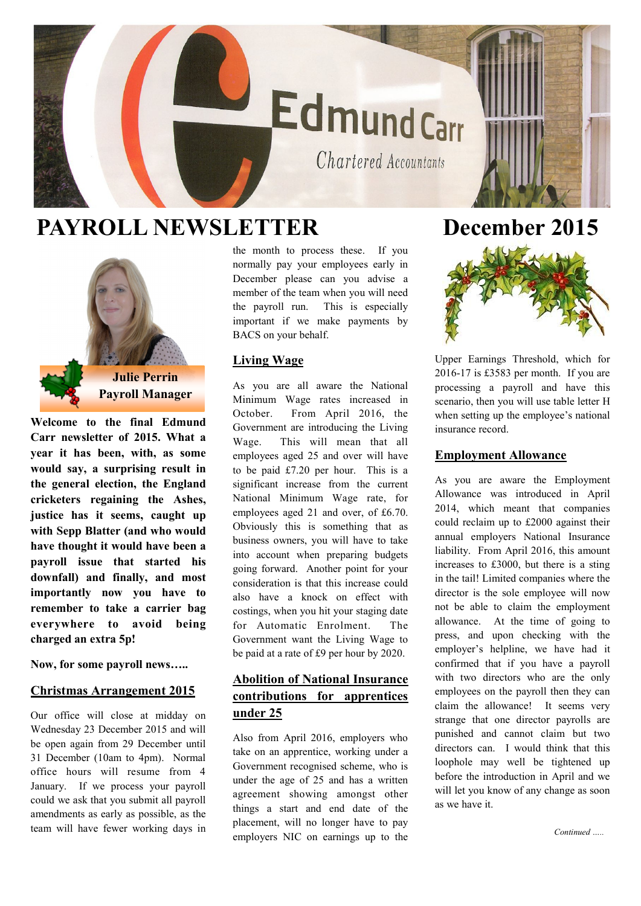# PAYROLL NEWSLETTER

# December 2015

**Julie Perrin**
**Payroll Manager**

**Welcome to the final Edmund Carr newsletter of 2015. What a year it has been, with, as some would say, a surprising result in the general election, the England cricketers regaining the Ashes, justice has it seems, caught up with Sepp Blatter (and who would have thought it would have been a payroll issue that started his downfall) and finally, and most importantly now you have to remember to take a carrier bag everywhere to avoid being charged an extra 5p!**

**Now, for some payroll news…..**

## Christmas Arrangement 2015

Our office will close at midday on Wednesday 23 December 2015 and will be open again from 29 December until 31 December (10am to 4pm). Normal office hours will resume from 4 January. If we process your payroll could we ask that you submit all payroll amendments as early as possible, as the team will have fewer working days in the month to process these. If you normally pay your employees early in December please can you advise a member of the team when you will need the payroll run. This is especially important if we make payments by BACS on your behalf.

## Living Wage

As you are all aware the National Minimum Wage rates increased in October. From April 2016, the Government are introducing the Living Wage. This will mean that all employees aged 25 and over will have to be paid £7.20 per hour. This is a significant increase from the current National Minimum Wage rate, for employees aged 21 and over, of £6.70. Obviously this is something that as business owners, you will have to take into account when preparing budgets going forward. Another point for your consideration is that this increase could also have a knock on effect with costings, when you hit your staging date for Automatic Enrolment. The Government want the Living Wage to be paid at a rate of £9 per hour by 2020.

## Abolition of National Insurance contributions for apprentices under 25

Also from April 2016, employers who take on an apprentice, working under a Government recognised scheme, who is under the age of 25 and has a written agreement showing amongst other things a start and end date of the placement, will no longer have to pay employers NIC on earnings up to the Upper Earnings Threshold, which for 2016-17 is £3583 per month. If you are processing a payroll and have this scenario, then you will use table letter H when setting up the employee's national insurance record.

## Employment Allowance

As you are aware the Employment Allowance was introduced in April 2014, which meant that companies could reclaim up to £2000 against their annual employers National Insurance liability. From April 2016, this amount increases to £3000, but there is a sting in the tail! Limited companies where the director is the sole employee will now not be able to claim the employment allowance. At the time of going to press, and upon checking with the employer's helpline, we have had it confirmed that if you have a payroll with two directors who are the only employees on the payroll then they can claim the allowance! It seems very strange that one director payrolls are punished and cannot claim but two directors can. I would think that this loophole may well be tightened up before the introduction in April and we will let you know of any change as soon as we have it.

*Continued …..*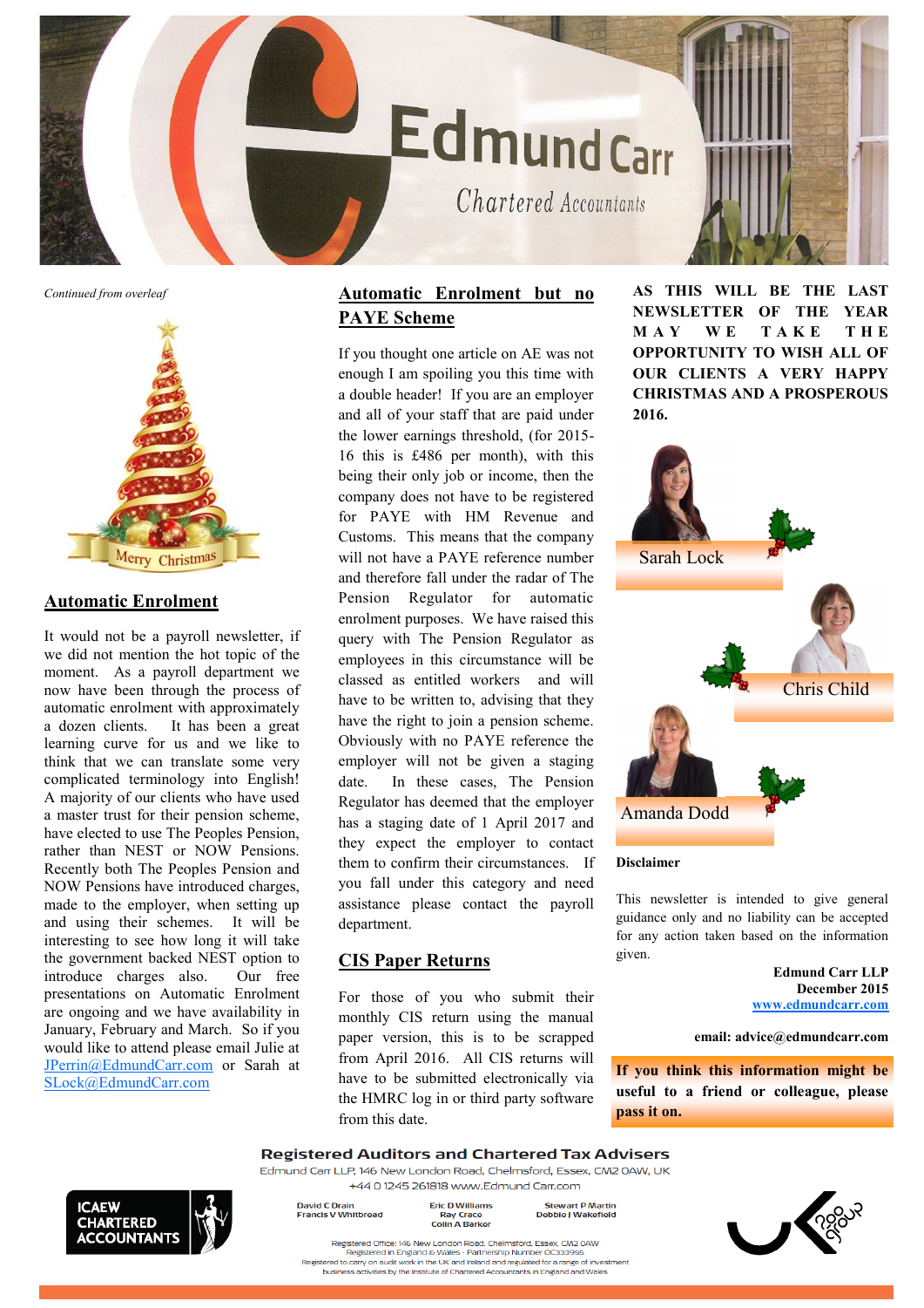*Continued from overleaf*

Merry Christmas

## Automatic Enrolment

It would not be a payroll newsletter, if we did not mention the hot topic of the moment. As a payroll department we now have been through the process of automatic enrolment with approximately a dozen clients. It has been a great learning curve for us and we like to think that we can translate some very complicated terminology into English! A majority of our clients who have used a master trust for their pension scheme, have elected to use The Peoples Pension, rather than NEST or NOW Pensions. Recently both The Peoples Pension and NOW Pensions have introduced charges, made to the employer, when setting up and using their schemes. It will be interesting to see how long it will take the government backed NEST option to introduce charges also. Our free presentations on Automatic Enrolment are ongoing and we have availability in January, February and March. So if you would like to attend please email Julie at JPerrin@EdmundCarr.com or Sarah at SLock@EdmundCarr.com

## Automatic Enrolment but no PAYE Scheme

If you thought one article on AE was not enough I am spoiling you this time with a double header! If you are an employer and all of your staff that are paid under the lower earnings threshold, (for 2015-16 this is £486 per month), with this being their only job or income, then the company does not have to be registered for PAYE with HM Revenue and Customs. This means that the company will not have a PAYE reference number and therefore fall under the radar of The Pension Regulator for automatic enrolment purposes. We have raised this query with The Pension Regulator as employees in this circumstance will be classed as entitled workers and will have to be written to, advising that they have the right to join a pension scheme. Obviously with no PAYE reference the employer will not be given a staging date. In these cases, The Pension Regulator has deemed that the employer has a staging date of 1 April 2017 and they expect the employer to contact them to confirm their circumstances. If you fall under this category and need assistance please contact the payroll department.

## CIS Paper Returns

For those of you who submit their monthly CIS return using the manual paper version, this is to be scrapped from April 2016. All CIS returns will have to be submitted electronically via the HMRC log in or third party software from this date.

**AS THIS WILL BE THE LAST NEWSLETTER OF THE YEAR MAY WE TAKE THE OPPORTUNITY TO WISH ALL OF OUR CLIENTS A VERY HAPPY CHRISTMAS AND A PROSPEROUS 2016.**

Sarah Lock

Chris Child

Amanda Dodd

**Disclaimer**

This newsletter is intended to give general guidance only and no liability can be accepted for any action taken based on the information given.

**Edmund Carr LLP**
**December 2015**
**www.edmundcarr.com**

**email: advice@edmundcarr.com**

**If you think this information might be useful to a friend or colleague, please pass it on.**

**Registered Auditors and Chartered Tax Advisers**

Edmund Carr LLP, 146 New London Road, Chelmsford, Essex, CM2 0AW, UK
+44 0 1245 261818 www.Edmund Carr.com

ICAEW CHARTERED ACCOUNTANTS

David C Drain
Francis V Whitbread

Eric D Williams
Ray Crace
Colin A Barker

Stewart P Martin
Debbie J Wakefield

Registered Office: 146 New London Road, Chelmsford, Essex, CM2 0AW
Registered in England & Wales - Partnership Number OC333955
Registered to carry on audit work in the UK and Ireland and regulated for a range of investment business activities by the Institute of Chartered Accountants in England and Wales